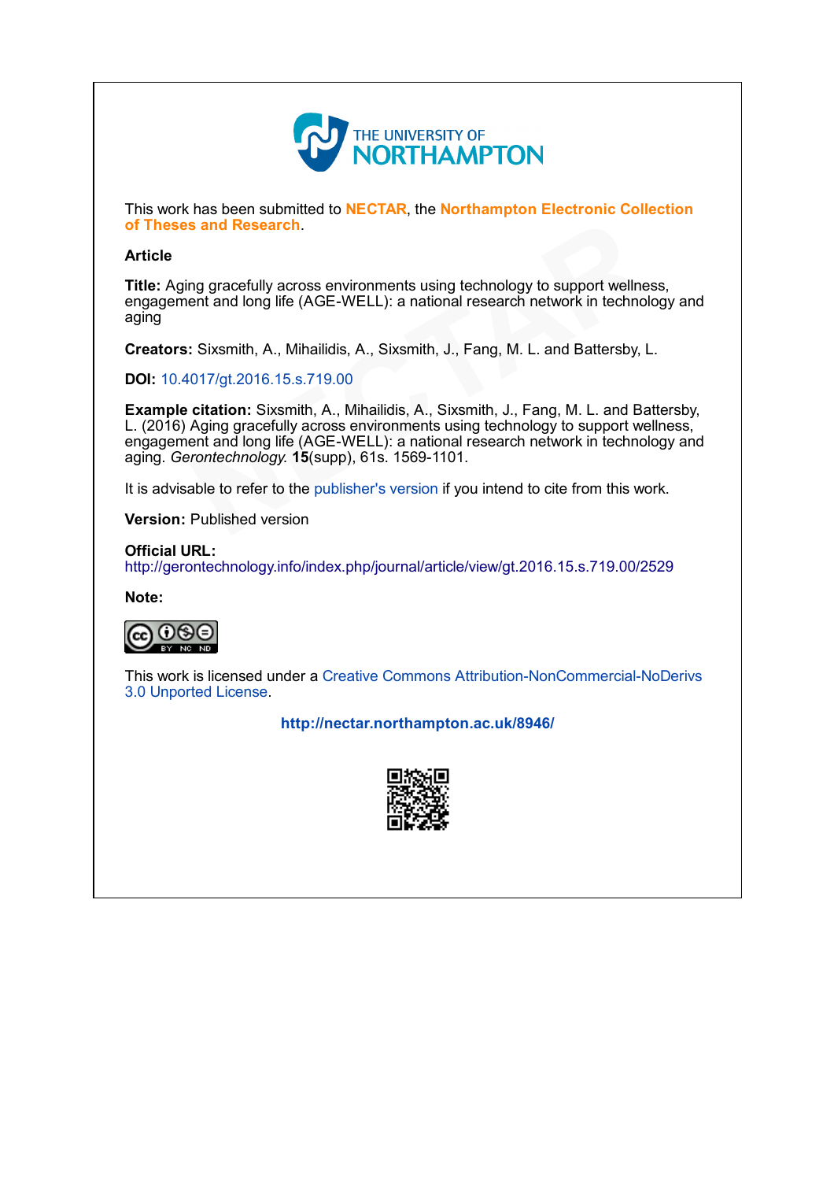THE UNIVERSITY OF NORTHAMPTON

This work has been submitted to **NECTAR**, the **Northampton Electronic Collection of Theses and Research**.

**Article**

**Title:** Aging gracefully across environments using technology to support wellness, engagement and long life (AGE-WELL): a national research network in technology and aging

**Creators:** Sixsmith, A., Mihailidis, A., Sixsmith, J., Fang, M. L. and Battersby, L.

**DOI:** 10.4017/gt.2016.15.s.719.00

**Example citation:** Sixsmith, A., Mihailidis, A., Sixsmith, J., Fang, M. L. and Battersby, L. (2016) Aging gracefully across environments using technology to support wellness, engagement and long life (AGE-WELL): a national research network in technology and aging. *Gerontechnology.* **15**(supp), 61s. 1569-1101.

It is advisable to refer to the publisher's version if you intend to cite from this work.

**Version:** Published version

**Official URL:**
http://gerontechnology.info/index.php/journal/article/view/gt.2016.15.s.719.00/2529

**Note:**

This work is licensed under a Creative Commons Attribution-NonCommercial-NoDerivs 3.0 Unported License.

**http://nectar.northampton.ac.uk/8946/**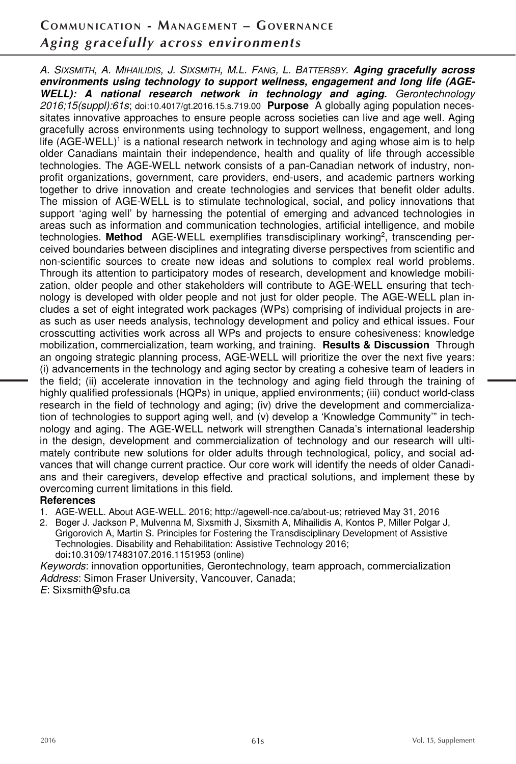# Communication - Management – Governance
## *Aging gracefully across environments*

*A. Sixsmith, A. Mihailidis, J. Sixsmith, M.L. Fang, L. Battersby.* ***Aging gracefully across environments using technology to support wellness, engagement and long life (AGE-WELL): A national research network in technology and aging.*** *Gerontechnology 2016;15(suppl):61s*; doi:10.4017/gt.2016.15.s.719.00 **Purpose** A globally aging population necessitates innovative approaches to ensure people across societies can live and age well. Aging gracefully across environments using technology to support wellness, engagement, and long life (AGE-WELL)[1] is a national research network in technology and aging whose aim is to help older Canadians maintain their independence, health and quality of life through accessible technologies. The AGE-WELL network consists of a pan-Canadian network of industry, non-profit organizations, government, care providers, end-users, and academic partners working together to drive innovation and create technologies and services that benefit older adults. The mission of AGE-WELL is to stimulate technological, social, and policy innovations that support 'aging well' by harnessing the potential of emerging and advanced technologies in areas such as information and communication technologies, artificial intelligence, and mobile technologies. **Method** AGE-WELL exemplifies transdisciplinary working[2], transcending perceived boundaries between disciplines and integrating diverse perspectives from scientific and non-scientific sources to create new ideas and solutions to complex real world problems. Through its attention to participatory modes of research, development and knowledge mobilization, older people and other stakeholders will contribute to AGE-WELL ensuring that technology is developed with older people and not just for older people. The AGE-WELL plan includes a set of eight integrated work packages (WPs) comprising of individual projects in areas such as user needs analysis, technology development and policy and ethical issues. Four crosscutting activities work across all WPs and projects to ensure cohesiveness: knowledge mobilization, commercialization, team working, and training. **Results & Discussion** Through an ongoing strategic planning process, AGE-WELL will prioritize the over the next five years: (i) advancements in the technology and aging sector by creating a cohesive team of leaders in the field; (ii) accelerate innovation in the technology and aging field through the training of highly qualified professionals (HQPs) in unique, applied environments; (iii) conduct world-class research in the field of technology and aging; (iv) drive the development and commercialization of technologies to support aging well, and (v) develop a 'Knowledge Community'" in technology and aging. The AGE-WELL network will strengthen Canada's international leadership in the design, development and commercialization of technology and our research will ultimately contribute new solutions for older adults through technological, policy, and social advances that will change current practice. Our core work will identify the needs of older Canadians and their caregivers, develop effective and practical solutions, and implement these by overcoming current limitations in this field.

**References**

1. AGE-WELL. About AGE-WELL. 2016; http://agewell-nce.ca/about-us; retrieved May 31, 2016
2. Boger J. Jackson P, Mulvenna M, Sixsmith J, Sixsmith A, Mihailidis A, Kontos P, Miller Polgar J, Grigorovich A, Martin S. Principles for Fostering the Transdisciplinary Development of Assistive Technologies. Disability and Rehabilitation: Assistive Technology 2016; doi:10.3109/17483107.2016.1151953 (online)

*Keywords*: innovation opportunities, Gerontechnology, team approach, commercialization
*Address*: Simon Fraser University, Vancouver, Canada;
*E*: Sixsmith@sfu.ca